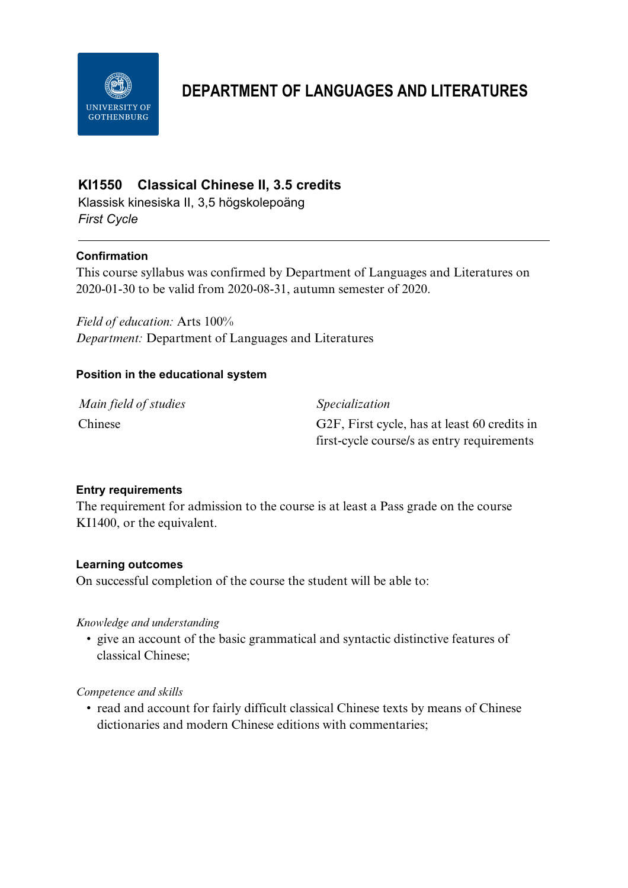# DEPARTMENT OF LANGUAGES AND LITERATURES

## KI1550 Classical Chinese II, 3.5 credits

Klassisk kinesiska II, 3,5 högskolepoäng

*First Cycle*

---

#### Confirmation

This course syllabus was confirmed by Department of Languages and Literatures on 2020-01-30 to be valid from 2020-08-31, autumn semester of 2020.

*Field of education:* Arts 100%
*Department:* Department of Languages and Literatures

#### Position in the educational system

| *Main field of studies* | *Specialization* |
| --- | --- |
| Chinese | G2F, First cycle, has at least 60 credits in first-cycle course/s as entry requirements |

#### Entry requirements

The requirement for admission to the course is at least a Pass grade on the course KI1400, or the equivalent.

#### Learning outcomes

On successful completion of the course the student will be able to:

*Knowledge and understanding*

- give an account of the basic grammatical and syntactic distinctive features of classical Chinese;

*Competence and skills*

- read and account for fairly difficult classical Chinese texts by means of Chinese dictionaries and modern Chinese editions with commentaries;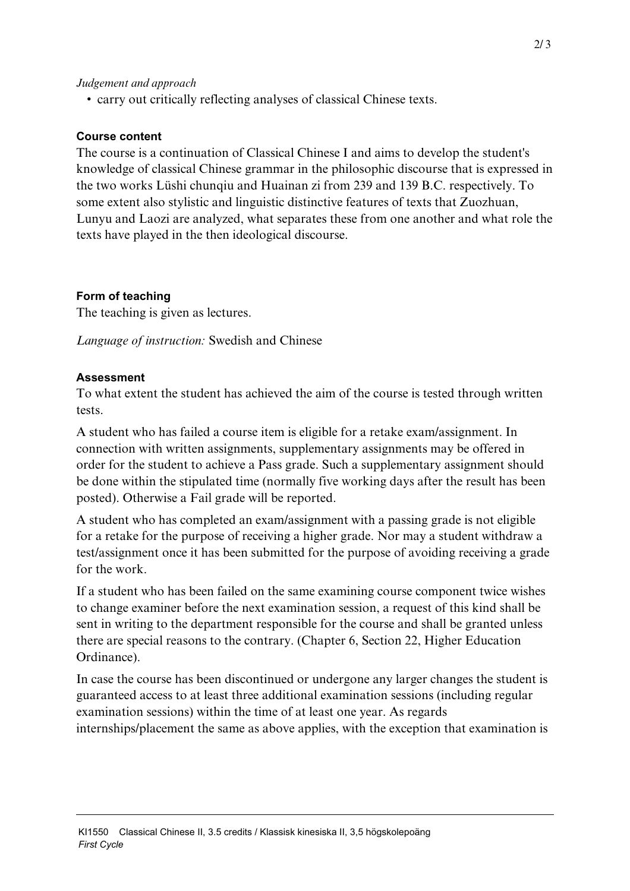*Judgement and approach*

- carry out critically reflecting analyses of classical Chinese texts.

#### Course content

The course is a continuation of Classical Chinese I and aims to develop the student's knowledge of classical Chinese grammar in the philosophic discourse that is expressed in the two works Lüshi chunqiu and Huainan zi from 239 and 139 B.C. respectively. To some extent also stylistic and linguistic distinctive features of texts that Zuozhuan, Lunyu and Laozi are analyzed, what separates these from one another and what role the texts have played in the then ideological discourse.

#### Form of teaching

The teaching is given as lectures.

*Language of instruction:* Swedish and Chinese

#### Assessment

To what extent the student has achieved the aim of the course is tested through written tests.

A student who has failed a course item is eligible for a retake exam/assignment. In connection with written assignments, supplementary assignments may be offered in order for the student to achieve a Pass grade. Such a supplementary assignment should be done within the stipulated time (normally five working days after the result has been posted). Otherwise a Fail grade will be reported.

A student who has completed an exam/assignment with a passing grade is not eligible for a retake for the purpose of receiving a higher grade. Nor may a student withdraw a test/assignment once it has been submitted for the purpose of avoiding receiving a grade for the work.

If a student who has been failed on the same examining course component twice wishes to change examiner before the next examination session, a request of this kind shall be sent in writing to the department responsible for the course and shall be granted unless there are special reasons to the contrary. (Chapter 6, Section 22, Higher Education Ordinance).

In case the course has been discontinued or undergone any larger changes the student is guaranteed access to at least three additional examination sessions (including regular examination sessions) within the time of at least one year. As regards internships/placement the same as above applies, with the exception that examination is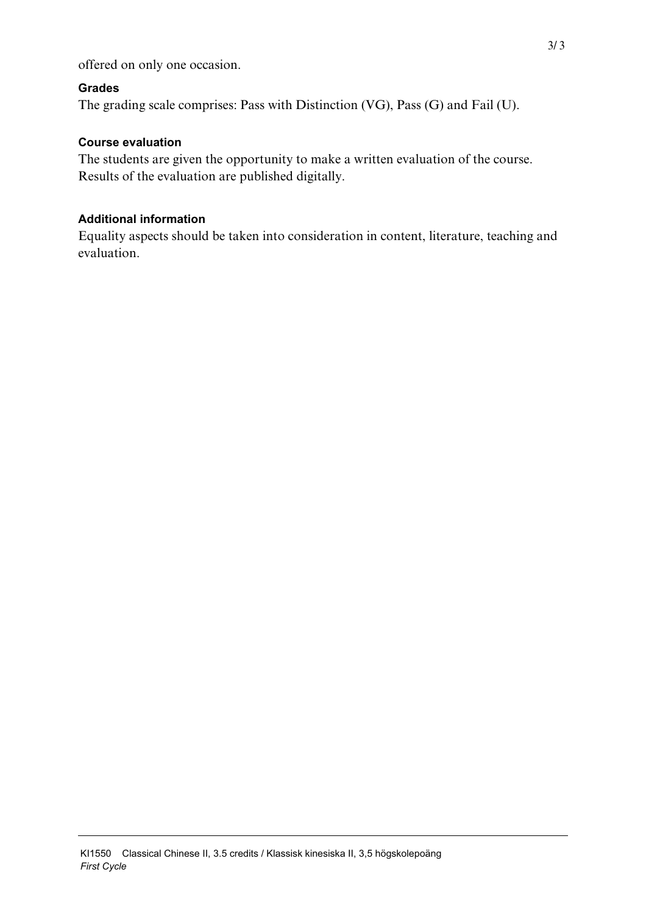offered on only one occasion.

### Grades

The grading scale comprises: Pass with Distinction (VG), Pass (G) and Fail (U).

### Course evaluation

The students are given the opportunity to make a written evaluation of the course. Results of the evaluation are published digitally.

### Additional information

Equality aspects should be taken into consideration in content, literature, teaching and evaluation.